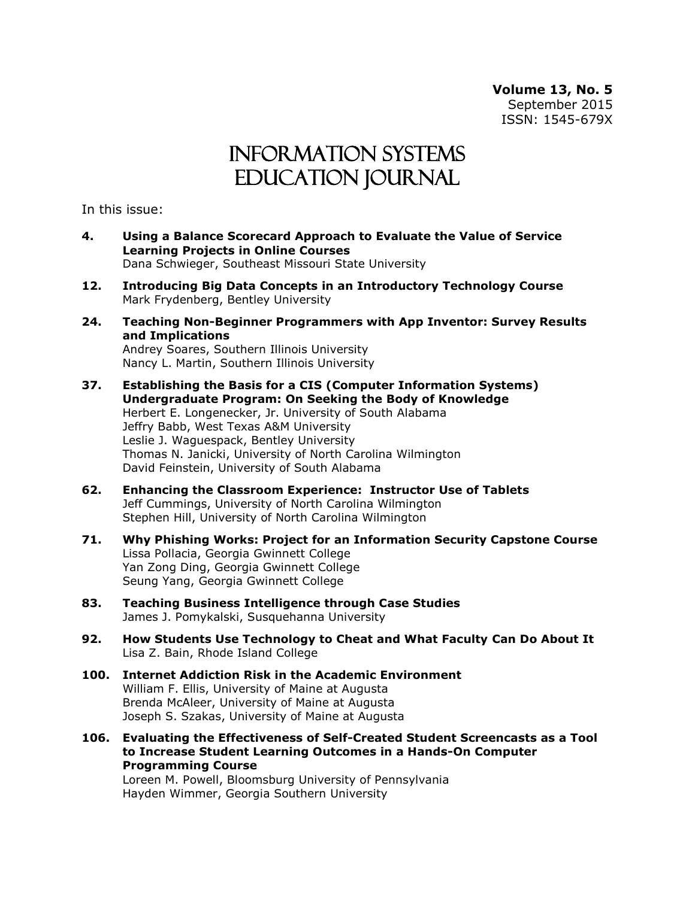**Volume 13, No. 5**
September 2015
ISSN: 1545-679X

# Information Systems Education Journal

In this issue:

**4. Using a Balance Scorecard Approach to Evaluate the Value of Service Learning Projects in Online Courses**
Dana Schwieger, Southeast Missouri State University

**12. Introducing Big Data Concepts in an Introductory Technology Course**
Mark Frydenberg, Bentley University

**24. Teaching Non-Beginner Programmers with App Inventor: Survey Results and Implications**
Andrey Soares, Southern Illinois University
Nancy L. Martin, Southern Illinois University

**37. Establishing the Basis for a CIS (Computer Information Systems) Undergraduate Program: On Seeking the Body of Knowledge**
Herbert E. Longenecker, Jr. University of South Alabama
Jeffry Babb, West Texas A&M University
Leslie J. Waguespack, Bentley University
Thomas N. Janicki, University of North Carolina Wilmington
David Feinstein, University of South Alabama

**62. Enhancing the Classroom Experience: Instructor Use of Tablets**
Jeff Cummings, University of North Carolina Wilmington
Stephen Hill, University of North Carolina Wilmington

**71. Why Phishing Works: Project for an Information Security Capstone Course**
Lissa Pollacia, Georgia Gwinnett College
Yan Zong Ding, Georgia Gwinnett College
Seung Yang, Georgia Gwinnett College

**83. Teaching Business Intelligence through Case Studies**
James J. Pomykalski, Susquehanna University

**92. How Students Use Technology to Cheat and What Faculty Can Do About It**
Lisa Z. Bain, Rhode Island College

**100. Internet Addiction Risk in the Academic Environment**
William F. Ellis, University of Maine at Augusta
Brenda McAleer, University of Maine at Augusta
Joseph S. Szakas, University of Maine at Augusta

**106. Evaluating the Effectiveness of Self-Created Student Screencasts as a Tool to Increase Student Learning Outcomes in a Hands-On Computer Programming Course**
Loreen M. Powell, Bloomsburg University of Pennsylvania
Hayden Wimmer, Georgia Southern University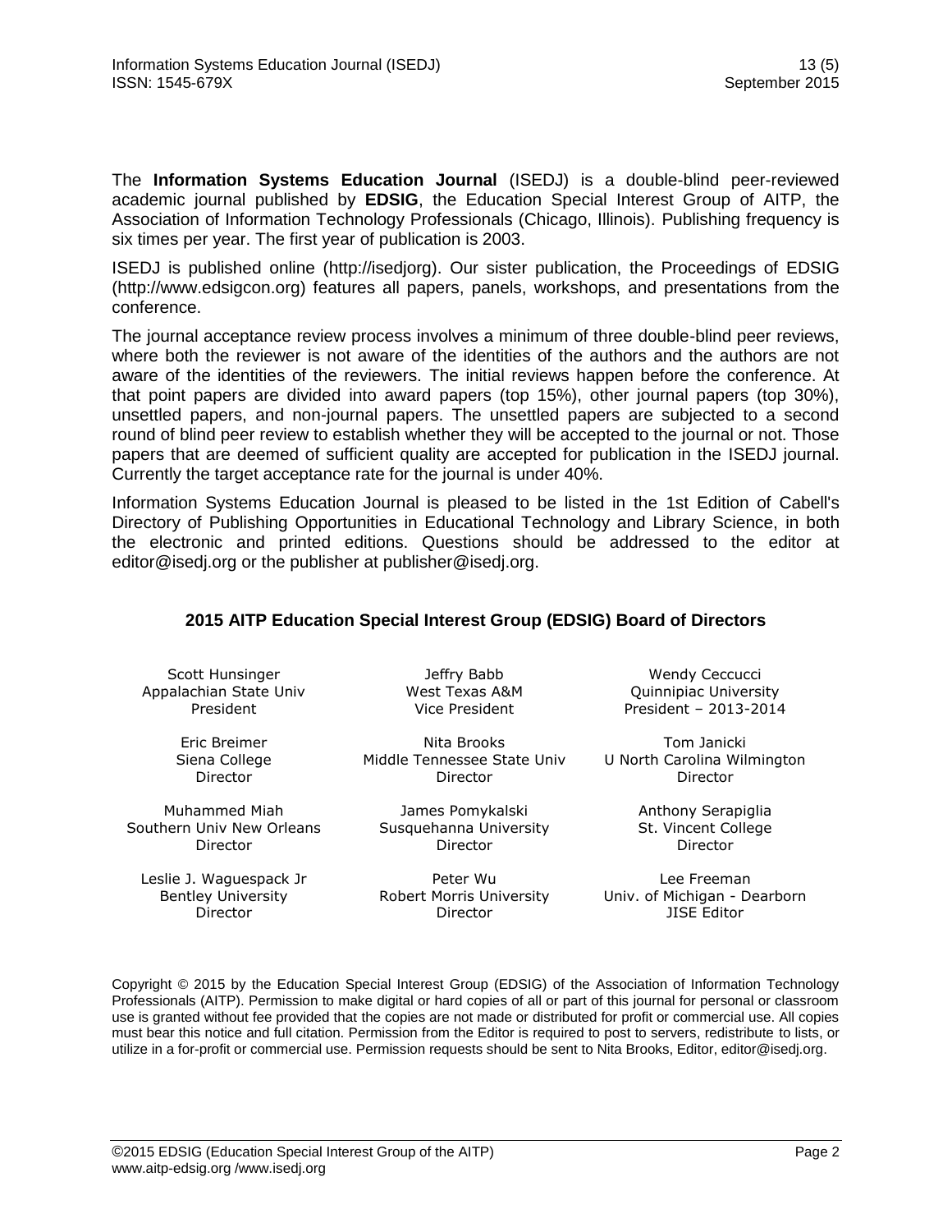The **Information Systems Education Journal** (ISEDJ) is a double-blind peer-reviewed academic journal published by **EDSIG**, the Education Special Interest Group of AITP, the Association of Information Technology Professionals (Chicago, Illinois). Publishing frequency is six times per year. The first year of publication is 2003.

ISEDJ is published online (http://isedjorg). Our sister publication, the Proceedings of EDSIG (http://www.edsigcon.org) features all papers, panels, workshops, and presentations from the conference.

The journal acceptance review process involves a minimum of three double-blind peer reviews, where both the reviewer is not aware of the identities of the authors and the authors are not aware of the identities of the reviewers. The initial reviews happen before the conference. At that point papers are divided into award papers (top 15%), other journal papers (top 30%), unsettled papers, and non-journal papers. The unsettled papers are subjected to a second round of blind peer review to establish whether they will be accepted to the journal or not. Those papers that are deemed of sufficient quality are accepted for publication in the ISEDJ journal. Currently the target acceptance rate for the journal is under 40%.

Information Systems Education Journal is pleased to be listed in the 1st Edition of Cabell's Directory of Publishing Opportunities in Educational Technology and Library Science, in both the electronic and printed editions. Questions should be addressed to the editor at editor@isedj.org or the publisher at publisher@isedj.org.

## 2015 AITP Education Special Interest Group (EDSIG) Board of Directors

| | | |
|---|---|---|
| Scott Hunsinger<br>Appalachian State Univ<br>President | Jeffry Babb<br>West Texas A&M<br>Vice President | Wendy Ceccucci<br>Quinnipiac University<br>President – 2013-2014 |
| Eric Breimer<br>Siena College<br>Director | Nita Brooks<br>Middle Tennessee State Univ<br>Director | Tom Janicki<br>U North Carolina Wilmington<br>Director |
| Muhammed Miah<br>Southern Univ New Orleans<br>Director | James Pomykalski<br>Susquehanna University<br>Director | Anthony Serapiglia<br>St. Vincent College<br>Director |
| Leslie J. Waguespack Jr<br>Bentley University<br>Director | Peter Wu<br>Robert Morris University<br>Director | Lee Freeman<br>Univ. of Michigan - Dearborn<br>JISE Editor |

Copyright © 2015 by the Education Special Interest Group (EDSIG) of the Association of Information Technology Professionals (AITP). Permission to make digital or hard copies of all or part of this journal for personal or classroom use is granted without fee provided that the copies are not made or distributed for profit or commercial use. All copies must bear this notice and full citation. Permission from the Editor is required to post to servers, redistribute to lists, or utilize in a for-profit or commercial use. Permission requests should be sent to Nita Brooks, Editor, editor@isedj.org.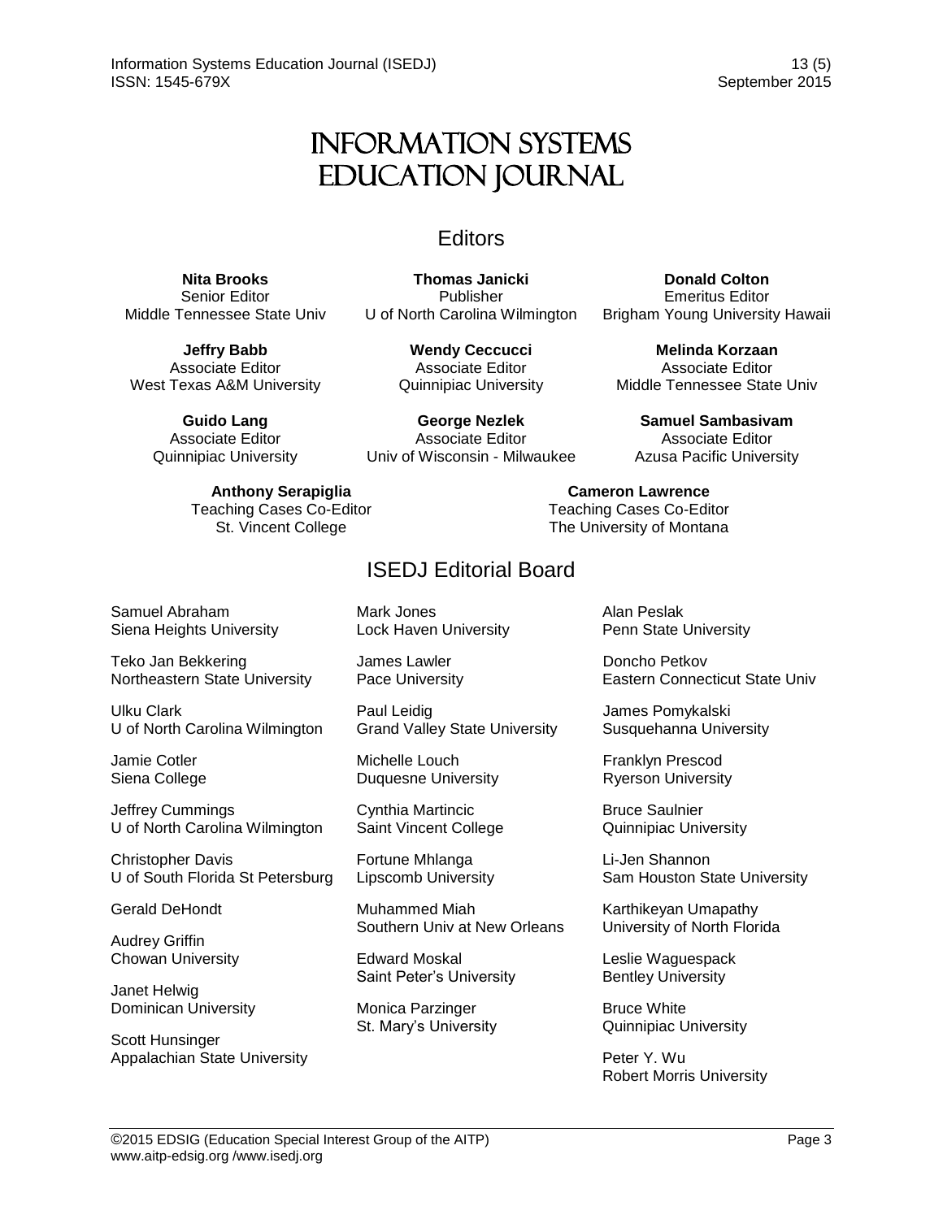# Information Systems Education Journal

## Editors

**Nita Brooks**
Senior Editor
Middle Tennessee State Univ

**Thomas Janicki**
Publisher
U of North Carolina Wilmington

**Donald Colton**
Emeritus Editor
Brigham Young University Hawaii

**Jeffry Babb**
Associate Editor
West Texas A&M University

**Wendy Ceccucci**
Associate Editor
Quinnipiac University

**Melinda Korzaan**
Associate Editor
Middle Tennessee State Univ

**Guido Lang**
Associate Editor
Quinnipiac University

**George Nezlek**
Associate Editor
Univ of Wisconsin - Milwaukee

**Samuel Sambasivam**
Associate Editor
Azusa Pacific University

**Anthony Serapiglia**
Teaching Cases Co-Editor
St. Vincent College

**Cameron Lawrence**
Teaching Cases Co-Editor
The University of Montana

## ISEDJ Editorial Board

Samuel Abraham
Siena Heights University

Teko Jan Bekkering
Northeastern State University

Ulku Clark
U of North Carolina Wilmington

Jamie Cotler
Siena College

Jeffrey Cummings
U of North Carolina Wilmington

Christopher Davis
U of South Florida St Petersburg

Gerald DeHondt

Audrey Griffin
Chowan University

Janet Helwig
Dominican University

Scott Hunsinger
Appalachian State University

Mark Jones
Lock Haven University

James Lawler
Pace University

Paul Leidig
Grand Valley State University

Michelle Louch
Duquesne University

Cynthia Martincic
Saint Vincent College

Fortune Mhlanga
Lipscomb University

Muhammed Miah
Southern Univ at New Orleans

Edward Moskal
Saint Peter's University

Monica Parzinger
St. Mary's University

Alan Peslak
Penn State University

Doncho Petkov
Eastern Connecticut State Univ

James Pomykalski
Susquehanna University

Franklyn Prescod
Ryerson University

Bruce Saulnier
Quinnipiac University

Li-Jen Shannon
Sam Houston State University

Karthikeyan Umapathy
University of North Florida

Leslie Waguespack
Bentley University

Bruce White
Quinnipiac University

Peter Y. Wu
Robert Morris University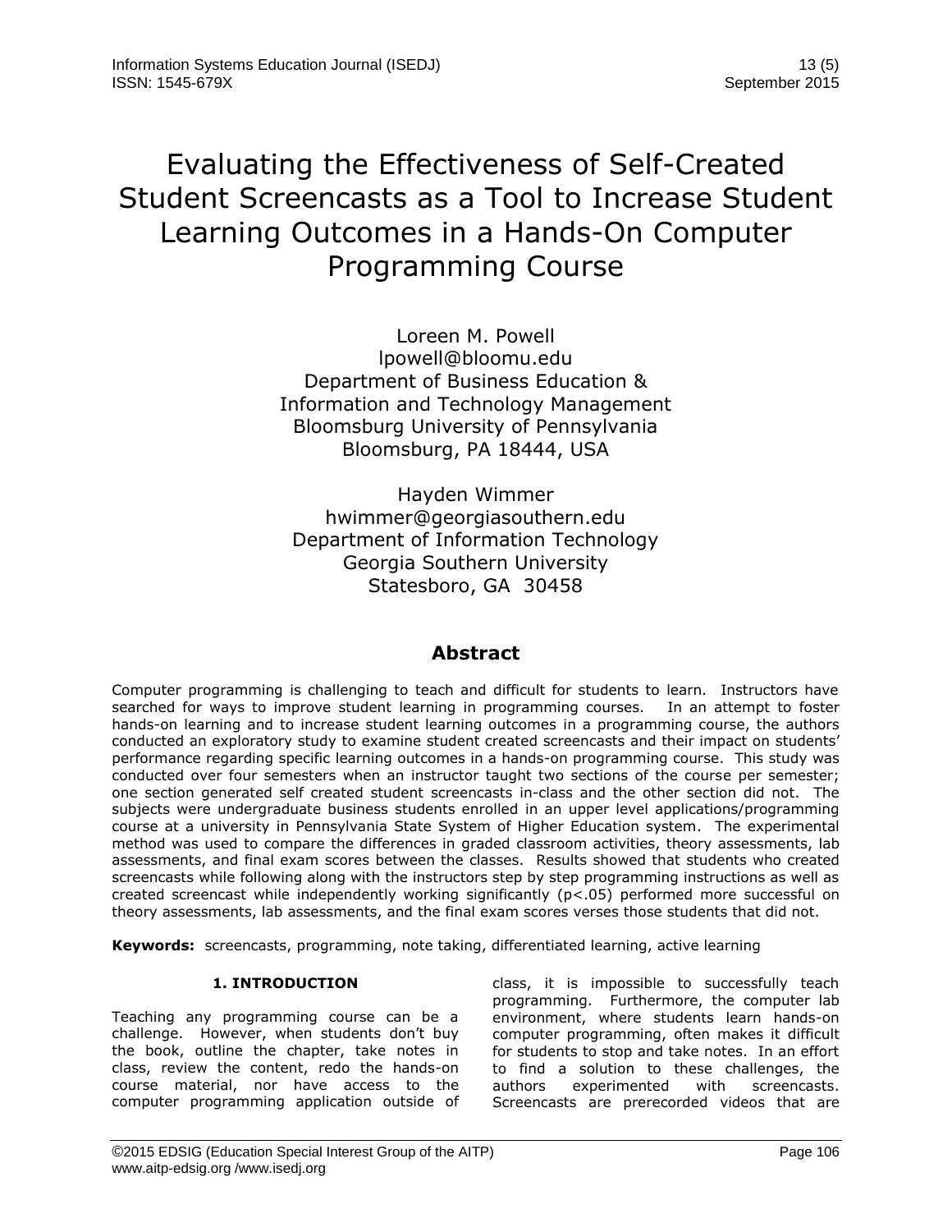# Evaluating the Effectiveness of Self-Created Student Screencasts as a Tool to Increase Student Learning Outcomes in a Hands-On Computer Programming Course

Loreen M. Powell
lpowell@bloomu.edu
Department of Business Education & Information and Technology Management
Bloomsburg University of Pennsylvania
Bloomsburg, PA 18444, USA

Hayden Wimmer
hwimmer@georgiasouthern.edu
Department of Information Technology
Georgia Southern University
Statesboro, GA 30458

## Abstract

Computer programming is challenging to teach and difficult for students to learn. Instructors have searched for ways to improve student learning in programming courses. In an attempt to foster hands-on learning and to increase student learning outcomes in a programming course, the authors conducted an exploratory study to examine student created screencasts and their impact on students' performance regarding specific learning outcomes in a hands-on programming course. This study was conducted over four semesters when an instructor taught two sections of the course per semester; one section generated self created student screencasts in-class and the other section did not. The subjects were undergraduate business students enrolled in an upper level applications/programming course at a university in Pennsylvania State System of Higher Education system. The experimental method was used to compare the differences in graded classroom activities, theory assessments, lab assessments, and final exam scores between the classes. Results showed that students who created screencasts while following along with the instructors step by step programming instructions as well as created screencast while independently working significantly ($p<.05$) performed more successful on theory assessments, lab assessments, and the final exam scores verses those students that did not.

**Keywords:** screencasts, programming, note taking, differentiated learning, active learning

## 1. INTRODUCTION

Teaching any programming course can be a challenge. However, when students don't buy the book, outline the chapter, take notes in class, review the content, redo the hands-on course material, nor have access to the computer programming application outside of class, it is impossible to successfully teach programming. Furthermore, the computer lab environment, where students learn hands-on computer programming, often makes it difficult for students to stop and take notes. In an effort to find a solution to these challenges, the authors experimented with screencasts. Screencasts are prerecorded videos that are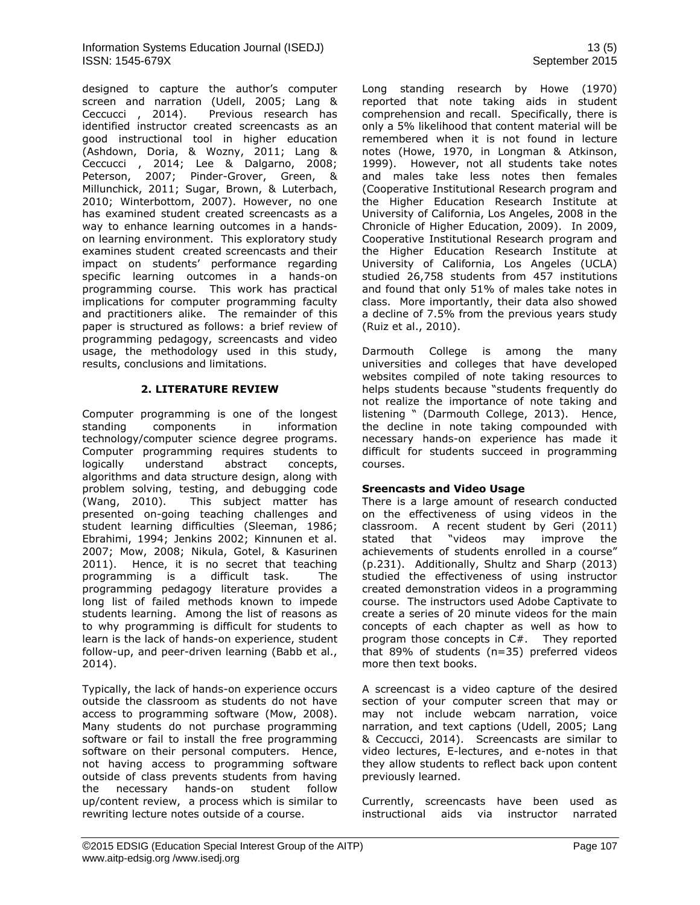designed to capture the author's computer screen and narration (Udell, 2005; Lang & Ceccucci , 2014). Previous research has identified instructor created screencasts as an good instructional tool in higher education (Ashdown, Doria, & Wozny, 2011; Lang & Ceccucci , 2014; Lee & Dalgarno, 2008; Peterson, 2007; Pinder-Grover, Green, & Millunchick, 2011; Sugar, Brown, & Luterbach, 2010; Winterbottom, 2007). However, no one has examined student created screencasts as a way to enhance learning outcomes in a hands-on learning environment. This exploratory study examines student created screencasts and their impact on students' performance regarding specific learning outcomes in a hands-on programming course. This work has practical implications for computer programming faculty and practitioners alike. The remainder of this paper is structured as follows: a brief review of programming pedagogy, screencasts and video usage, the methodology used in this study, results, conclusions and limitations.

## 2. LITERATURE REVIEW

Computer programming is one of the longest standing components in information technology/computer science degree programs. Computer programming requires students to logically understand abstract concepts, algorithms and data structure design, along with problem solving, testing, and debugging code (Wang, 2010). This subject matter has presented on-going teaching challenges and student learning difficulties (Sleeman, 1986; Ebrahimi, 1994; Jenkins 2002; Kinnunen et al. 2007; Mow, 2008; Nikula, Gotel, & Kasurinen 2011). Hence, it is no secret that teaching programming is a difficult task. The programming pedagogy literature provides a long list of failed methods known to impede students learning. Among the list of reasons as to why programming is difficult for students to learn is the lack of hands-on experience, student follow-up, and peer-driven learning (Babb et al., 2014).

Typically, the lack of hands-on experience occurs outside the classroom as students do not have access to programming software (Mow, 2008). Many students do not purchase programming software or fail to install the free programming software on their personal computers. Hence, not having access to programming software outside of class prevents students from having the necessary hands-on student follow up/content review, a process which is similar to rewriting lecture notes outside of a course.

Long standing research by Howe (1970) reported that note taking aids in student comprehension and recall. Specifically, there is only a 5% likelihood that content material will be remembered when it is not found in lecture notes (Howe, 1970, in Longman & Atkinson, 1999). However, not all students take notes and males take less notes then females (Cooperative Institutional Research program and the Higher Education Research Institute at University of California, Los Angeles, 2008 in the Chronicle of Higher Education, 2009). In 2009, Cooperative Institutional Research program and the Higher Education Research Institute at University of California, Los Angeles (UCLA) studied 26,758 students from 457 institutions and found that only 51% of males take notes in class. More importantly, their data also showed a decline of 7.5% from the previous years study (Ruiz et al., 2010).

Darmouth College is among the many universities and colleges that have developed websites compiled of note taking resources to helps students because "students frequently do not realize the importance of note taking and listening " (Darmouth College, 2013). Hence, the decline in note taking compounded with necessary hands-on experience has made it difficult for students succeed in programming courses.

**Sreencasts and Video Usage**

There is a large amount of research conducted on the effectiveness of using videos in the classroom. A recent student by Geri (2011) stated that "videos may improve the achievements of students enrolled in a course" (p.231). Additionally, Shultz and Sharp (2013) studied the effectiveness of using instructor created demonstration videos in a programming course. The instructors used Adobe Captivate to create a series of 20 minute videos for the main concepts of each chapter as well as how to program those concepts in C#. They reported that 89% of students (n=35) preferred videos more then text books.

A screencast is a video capture of the desired section of your computer screen that may or may not include webcam narration, voice narration, and text captions (Udell, 2005; Lang & Ceccucci, 2014). Screencasts are similar to video lectures, E-lectures, and e-notes in that they allow students to reflect back upon content previously learned.

Currently, screencasts have been used as instructional aids via instructor narrated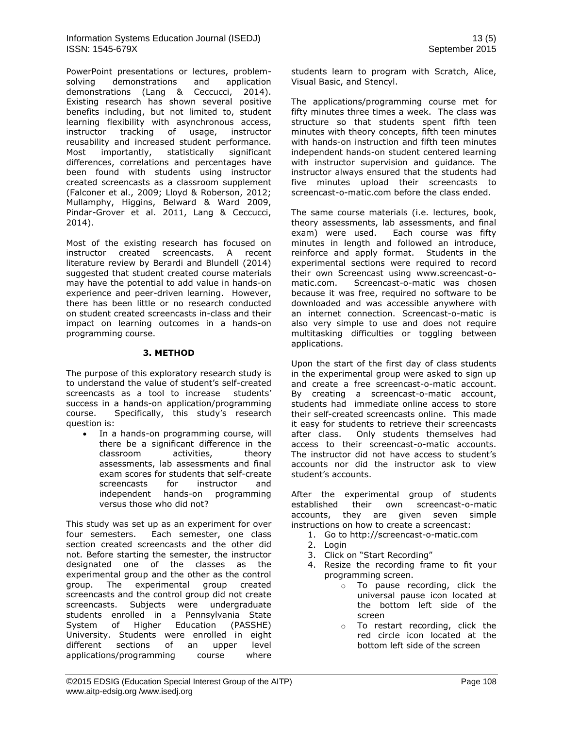PowerPoint presentations or lectures, problem-solving demonstrations and application demonstrations (Lang & Ceccucci, 2014). Existing research has shown several positive benefits including, but not limited to, student learning flexibility with asynchronous access, instructor tracking of usage, instructor reusability and increased student performance. Most importantly, statistically significant differences, correlations and percentages have been found with students using instructor created screencasts as a classroom supplement (Falconer et al., 2009; Lloyd & Roberson, 2012; Mullamphy, Higgins, Belward & Ward 2009, Pindar-Grover et al. 2011, Lang & Ceccucci, 2014).

Most of the existing research has focused on instructor created screencasts. A recent literature review by Berardi and Blundell (2014) suggested that student created course materials may have the potential to add value in hands-on experience and peer-driven learning. However, there has been little or no research conducted on student created screencasts in-class and their impact on learning outcomes in a hands-on programming course.

## 3. METHOD

The purpose of this exploratory research study is to understand the value of student's self-created screencasts as a tool to increase students' success in a hands-on application/programming course. Specifically, this study's research question is:

- In a hands-on programming course, will there be a significant difference in the classroom activities, theory assessments, lab assessments and final exam scores for students that self-create screencasts for instructor and independent hands-on programming versus those who did not?

This study was set up as an experiment for over four semesters. Each semester, one class section created screencasts and the other did not. Before starting the semester, the instructor designated one of the classes as the experimental group and the other as the control group. The experimental group created screencasts and the control group did not create screencasts. Subjects were undergraduate students enrolled in a Pennsylvania State System of Higher Education (PASSHE) University. Students were enrolled in eight different sections of an upper level applications/programming course where students learn to program with Scratch, Alice, Visual Basic, and Stencyl.

The applications/programming course met for fifty minutes three times a week. The class was structure so that students spent fifth teen minutes with theory concepts, fifth teen minutes with hands-on instruction and fifth teen minutes independent hands-on student centered learning with instructor supervision and guidance. The instructor always ensured that the students had five minutes upload their screencasts to screencast-o-matic.com before the class ended.

The same course materials (i.e. lectures, book, theory assessments, lab assessments, and final exam) were used. Each course was fifty minutes in length and followed an introduce, reinforce and apply format. Students in the experimental sections were required to record their own Screencast using www.screencast-o-matic.com. Screencast-o-matic was chosen because it was free, required no software to be downloaded and was accessible anywhere with an internet connection. Screencast-o-matic is also very simple to use and does not require multitasking difficulties or toggling between applications.

Upon the start of the first day of class students in the experimental group were asked to sign up and create a free screencast-o-matic account. By creating a screencast-o-matic account, students had immediate online access to store their self-created screencasts online. This made it easy for students to retrieve their screencasts after class. Only students themselves had access to their screencast-o-matic accounts. The instructor did not have access to student's accounts nor did the instructor ask to view student's accounts.

After the experimental group of students established their own screencast-o-matic accounts, they are given seven simple instructions on how to create a screencast:

1. Go to http://screencast-o-matic.com
2. Login
3. Click on "Start Recording"
4. Resize the recording frame to fit your programming screen.
   - To pause recording, click the universal pause icon located at the bottom left side of the screen
   - To restart recording, click the red circle icon located at the bottom left side of the screen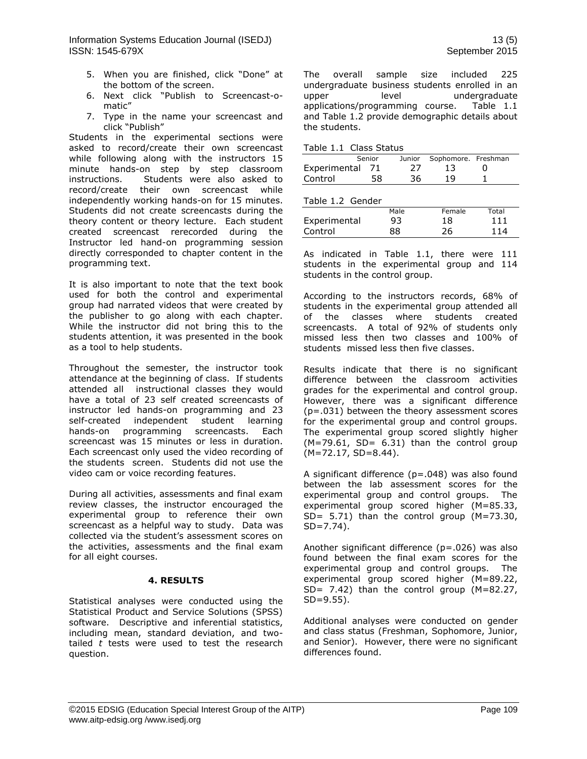5. When you are finished, click "Done" at the bottom of the screen.
6. Next click "Publish to Screencast-o-matic"
7. Type in the name your screencast and click "Publish"

Students in the experimental sections were asked to record/create their own screencast while following along with the instructors 15 minute hands-on step by step classroom instructions. Students were also asked to record/create their own screencast while independently working hands-on for 15 minutes. Students did not create screencasts during the theory content or theory lecture. Each student created screencast rerecorded during the Instructor led hand-on programming session directly corresponded to chapter content in the programming text.

It is also important to note that the text book used for both the control and experimental group had narrated videos that were created by the publisher to go along with each chapter. While the instructor did not bring this to the students attention, it was presented in the book as a tool to help students.

Throughout the semester, the instructor took attendance at the beginning of class. If students attended all instructional classes they would have a total of 23 self created screencasts of instructor led hands-on programming and 23 self-created independent student learning hands-on programming screencasts. Each screencast was 15 minutes or less in duration. Each screencast only used the video recording of the students screen. Students did not use the video cam or voice recording features.

During all activities, assessments and final exam review classes, the instructor encouraged the experimental group to reference their own screencast as a helpful way to study. Data was collected via the student's assessment scores on the activities, assessments and the final exam for all eight courses.

## 4. RESULTS

Statistical analyses were conducted using the Statistical Product and Service Solutions (SPSS) software. Descriptive and inferential statistics, including mean, standard deviation, and two-tailed *t* tests were used to test the research question.

The overall sample size included 225 undergraduate business students enrolled in an upper level undergraduate applications/programming course. Table 1.1 and Table 1.2 provide demographic details about the students.

Table 1.1 Class Status

| | Senior | Junior | Sophomore. | Freshman |
|---|---|---|---|---|
| Experimental | 71 | 27 | 13 | 0 |
| Control | 58 | 36 | 19 | 1 |

Table 1.2 Gender

| | Male | Female | Total |
|---|---|---|---|
| Experimental | 93 | 18 | 111 |
| Control | 88 | 26 | 114 |

As indicated in Table 1.1, there were 111 students in the experimental group and 114 students in the control group.

According to the instructors records, 68% of students in the experimental group attended all of the classes where students created screencasts. A total of 92% of students only missed less then two classes and 100% of students missed less then five classes.

Results indicate that there is no significant difference between the classroom activities grades for the experimental and control group. However, there was a significant difference ($p=.031$) between the theory assessment scores for the experimental group and control groups. The experimental group scored slightly higher ($M=79.61$, $SD= 6.31$) than the control group ($M=72.17$, $SD=8.44$).

A significant difference ($p=.048$) was also found between the lab assessment scores for the experimental group and control groups. The experimental group scored higher ($M=85.33$, $SD= 5.71$) than the control group ($M=73.30$, $SD=7.74$).

Another significant difference ($p=.026$) was also found between the final exam scores for the experimental group and control groups. The experimental group scored higher ($M=89.22$, $SD= 7.42$) than the control group ($M=82.27$, $SD=9.55$).

Additional analyses were conducted on gender and class status (Freshman, Sophomore, Junior, and Senior). However, there were no significant differences found.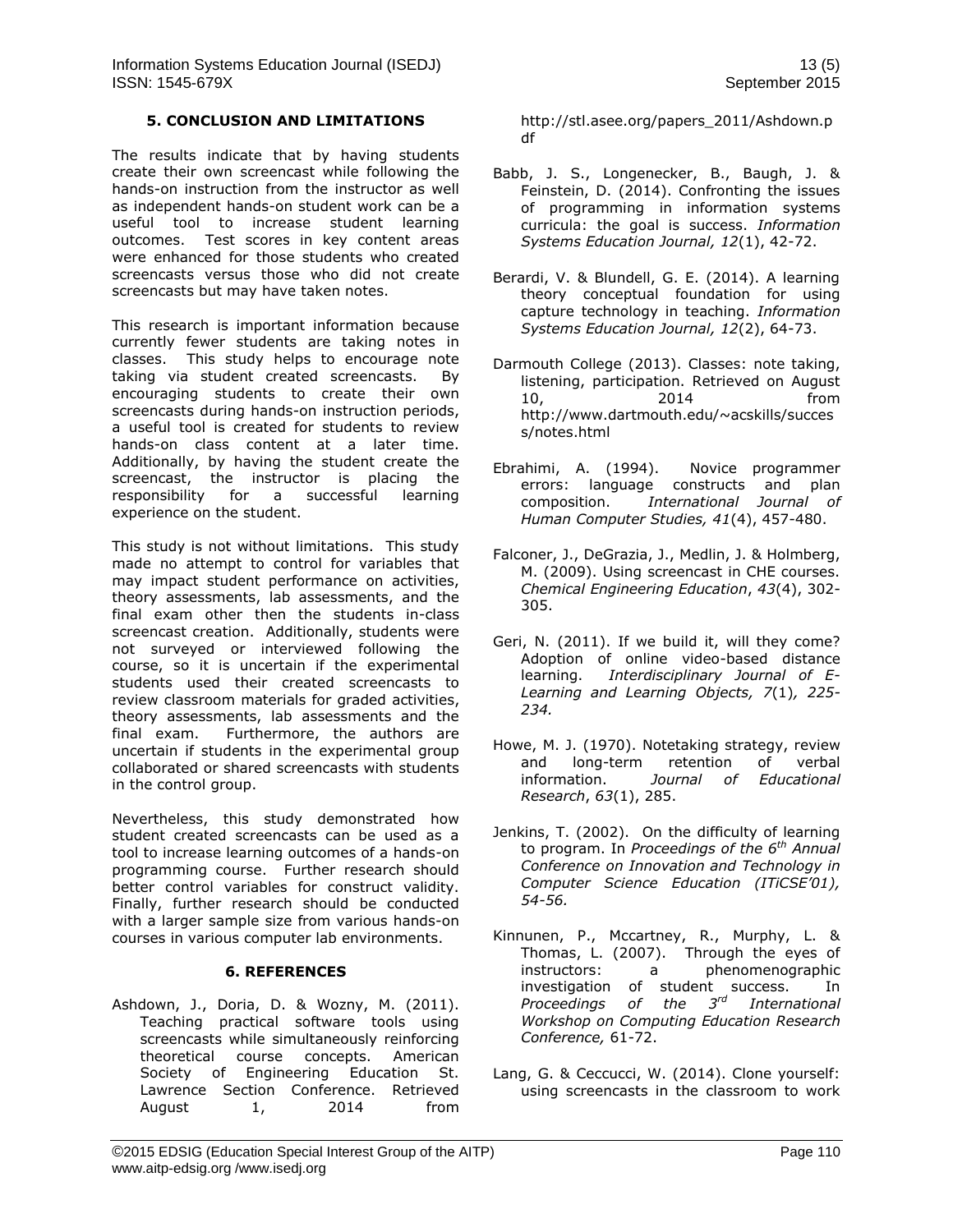## 5. CONCLUSION AND LIMITATIONS

The results indicate that by having students create their own screencast while following the hands-on instruction from the instructor as well as independent hands-on student work can be a useful tool to increase student learning outcomes. Test scores in key content areas were enhanced for those students who created screencasts versus those who did not create screencasts but may have taken notes.

This research is important information because currently fewer students are taking notes in classes. This study helps to encourage note taking via student created screencasts. By encouraging students to create their own screencasts during hands-on instruction periods, a useful tool is created for students to review hands-on class content at a later time. Additionally, by having the student create the screencast, the instructor is placing the responsibility for a successful learning experience on the student.

This study is not without limitations. This study made no attempt to control for variables that may impact student performance on activities, theory assessments, lab assessments, and the final exam other then the students in-class screencast creation. Additionally, students were not surveyed or interviewed following the course, so it is uncertain if the experimental students used their created screencasts to review classroom materials for graded activities, theory assessments, lab assessments and the final exam. Furthermore, the authors are uncertain if students in the experimental group collaborated or shared screencasts with students in the control group.

Nevertheless, this study demonstrated how student created screencasts can be used as a tool to increase learning outcomes of a hands-on programming course. Further research should better control variables for construct validity. Finally, further research should be conducted with a larger sample size from various hands-on courses in various computer lab environments.

## 6. REFERENCES

Ashdown, J., Doria, D. & Wozny, M. (2011). Teaching practical software tools using screencasts while simultaneously reinforcing theoretical course concepts. American Society of Engineering Education St. Lawrence Section Conference. Retrieved August 1, 2014 from http://stl.asee.org/papers_2011/Ashdown.pdf

Babb, J. S., Longenecker, B., Baugh, J. & Feinstein, D. (2014). Confronting the issues of programming in information systems curricula: the goal is success. *Information Systems Education Journal, 12*(1), 42-72.

Berardi, V. & Blundell, G. E. (2014). A learning theory conceptual foundation for using capture technology in teaching. *Information Systems Education Journal, 12*(2), 64-73.

Darmouth College (2013). Classes: note taking, listening, participation. Retrieved on August 10, 2014 from http://www.dartmouth.edu/~acskills/success/notes.html

Ebrahimi, A. (1994). Novice programmer errors: language constructs and plan composition. *International Journal of Human Computer Studies, 41*(4), 457-480.

Falconer, J., DeGrazia, J., Medlin, J. & Holmberg, M. (2009). Using screencast in CHE courses. *Chemical Engineering Education*, *43*(4), 302-305.

Geri, N. (2011). If we build it, will they come? Adoption of online video-based distance learning. *Interdisciplinary Journal of E-Learning and Learning Objects, 7*(1)*, 225-234.*

Howe, M. J. (1970). Notetaking strategy, review and long-term retention of verbal information. *Journal of Educational Research*, *63*(1), 285.

Jenkins, T. (2002). On the difficulty of learning to program. In *Proceedings of the 6th Annual Conference on Innovation and Technology in Computer Science Education (ITiCSE'01), 54-56.*

Kinnunen, P., Mccartney, R., Murphy, L. & Thomas, L. (2007). Through the eyes of instructors: a phenomenographic investigation of student success. In *Proceedings of the 3rd International Workshop on Computing Education Research Conference,* 61-72.

Lang, G. & Ceccucci, W. (2014). Clone yourself: using screencasts in the classroom to work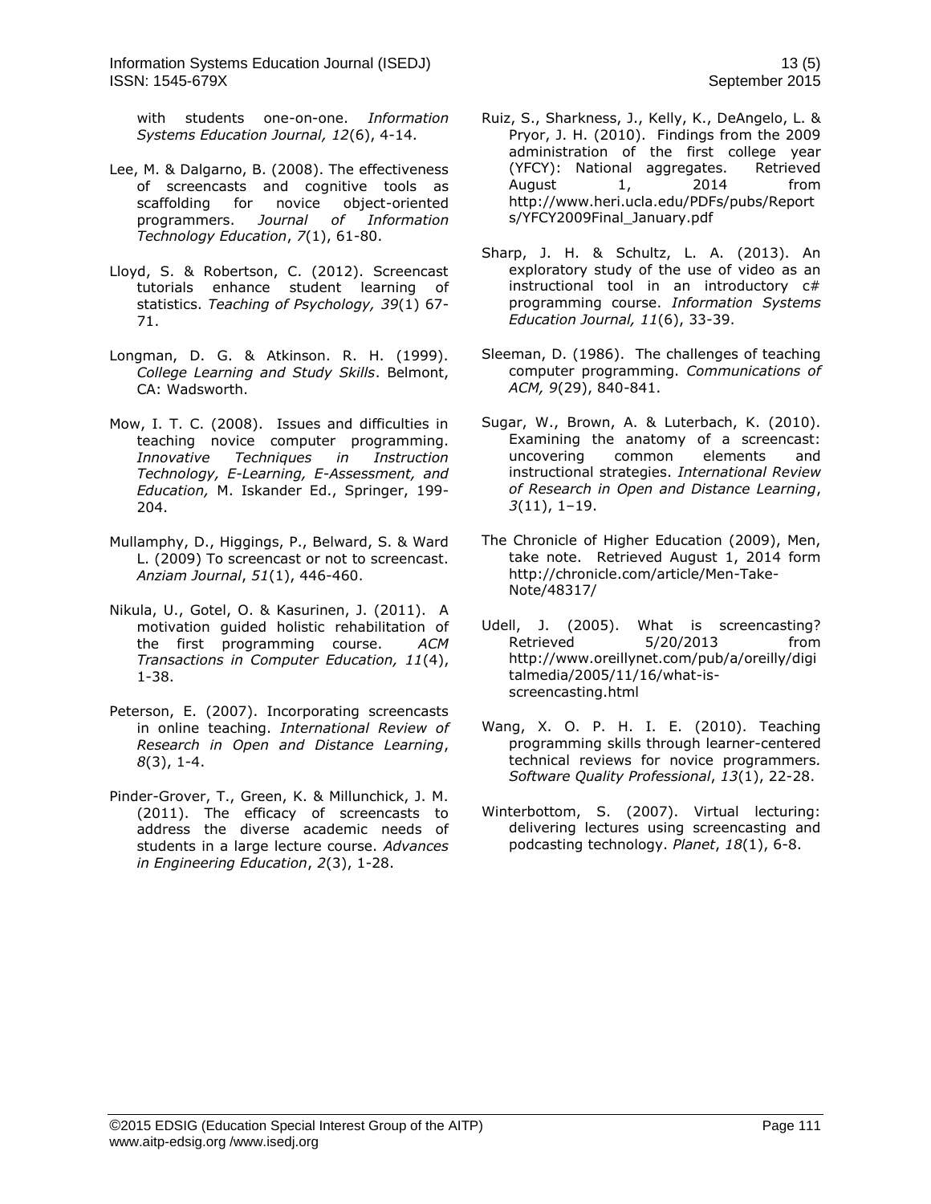with students one-on-one. *Information Systems Education Journal, 12*(6), 4-14.

Lee, M. & Dalgarno, B. (2008). The effectiveness of screencasts and cognitive tools as scaffolding for novice object-oriented programmers. *Journal of Information Technology Education*, *7*(1), 61-80.

Lloyd, S. & Robertson, C. (2012). Screencast tutorials enhance student learning of statistics. *Teaching of Psychology, 39*(1) 67-71.

Longman, D. G. & Atkinson. R. H. (1999). *College Learning and Study Skills*. Belmont, CA: Wadsworth.

Mow, I. T. C. (2008). Issues and difficulties in teaching novice computer programming. *Innovative Techniques in Instruction Technology, E-Learning, E-Assessment, and Education,* M. Iskander Ed., Springer, 199-204.

Mullamphy, D., Higgings, P., Belward, S. & Ward L. (2009) To screencast or not to screencast. *Anziam Journal*, *51*(1), 446-460.

Nikula, U., Gotel, O. & Kasurinen, J. (2011). A motivation guided holistic rehabilitation of the first programming course. *ACM Transactions in Computer Education, 11*(4), 1-38.

Peterson, E. (2007). Incorporating screencasts in online teaching. *International Review of Research in Open and Distance Learning*, *8*(3), 1-4.

Pinder-Grover, T., Green, K. & Millunchick, J. M. (2011). The efficacy of screencasts to address the diverse academic needs of students in a large lecture course. *Advances in Engineering Education*, *2*(3), 1-28.

Ruiz, S., Sharkness, J., Kelly, K., DeAngelo, L. & Pryor, J. H. (2010). Findings from the 2009 administration of the first college year (YFCY): National aggregates. Retrieved August 1, 2014 from http://www.heri.ucla.edu/PDFs/pubs/Reports/YFCY2009Final_January.pdf

Sharp, J. H. & Schultz, L. A. (2013). An exploratory study of the use of video as an instructional tool in an introductory c# programming course. *Information Systems Education Journal, 11*(6), 33-39.

Sleeman, D. (1986). The challenges of teaching computer programming. *Communications of ACM, 9*(29), 840-841.

Sugar, W., Brown, A. & Luterbach, K. (2010). Examining the anatomy of a screencast: uncovering common elements and instructional strategies. *International Review of Research in Open and Distance Learning*, *3*(11), 1–19.

The Chronicle of Higher Education (2009), Men, take note. Retrieved August 1, 2014 form http://chronicle.com/article/Men-Take-Note/48317/

Udell, J. (2005). What is screencasting? Retrieved 5/20/2013 from http://www.oreillynet.com/pub/a/oreilly/digitalmedia/2005/11/16/what-is-screencasting.html

Wang, X. O. P. H. I. E. (2010). Teaching programming skills through learner-centered technical reviews for novice programmers. *Software Quality Professional*, *13*(1), 22-28.

Winterbottom, S. (2007). Virtual lecturing: delivering lectures using screencasting and podcasting technology. *Planet*, *18*(1), 6-8.